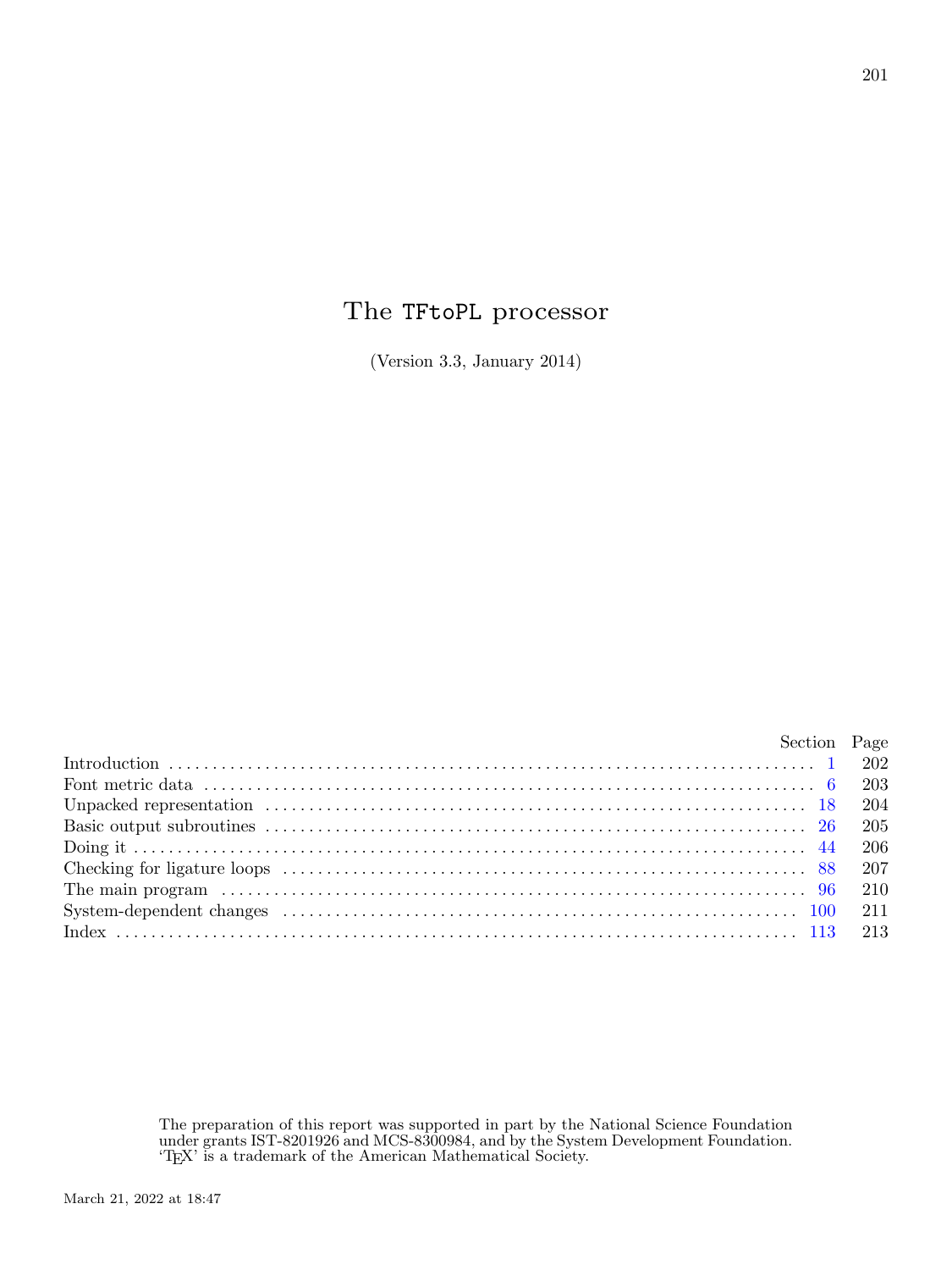# The TFtoPL processor

(Version 3.3, January 2014)

| | Section | Page |
|---|---|---|
| Introduction | 1 | 202 |
| Font metric data | 6 | 203 |
| Unpacked representation | 18 | 204 |
| Basic output subroutines | 26 | 205 |
| Doing it | 44 | 206 |
| Checking for ligature loops | 88 | 207 |
| The main program | 96 | 210 |
| System-dependent changes | 100 | 211 |
| Index | 113 | 213 |

The preparation of this report was supported in part by the National Science Foundation under grants IST-8201926 and MCS-8300984, and by the System Development Foundation. 'TEX' is a trademark of the American Mathematical Society.

March 21, 2022 at 18:47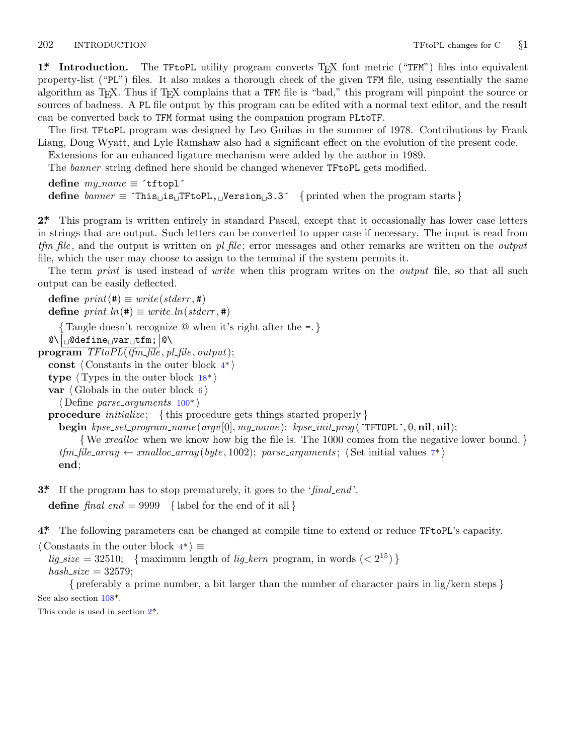**1\*. Introduction.** The TFtoPL utility program converts TeX font metric ("TFM") files into equivalent property-list ("PL") files. It also makes a thorough check of the given TFM file, using essentially the same algorithm as TeX. Thus if TeX complains that a TFM file is "bad," this program will pinpoint the source or sources of badness. A PL file output by this program can be edited with a normal text editor, and the result can be converted back to TFM format using the companion program PLtoTF.

The first TFtoPL program was designed by Leo Guibas in the summer of 1978. Contributions by Frank Liang, Doug Wyatt, and Lyle Ramshaw also had a significant effect on the evolution of the present code.

Extensions for an enhanced ligature mechanism were added by the author in 1989.

The *banner* string defined here should be changed whenever TFtoPL gets modified.

```
define my_name ≡ ´tftopl´
define banner ≡ ´This␣is␣TFtoPL,␣Version␣3.3´   { printed when the program starts }
```

**2\*.** This program is written entirely in standard Pascal, except that it occasionally has lower case letters in strings that are output. Such letters can be converted to upper case if necessary. The input is read from *tfm_file*, and the output is written on *pl_file*; error messages and other remarks are written on the *output* file, which the user may choose to assign to the terminal if the system permits it.

The term *print* is used instead of *write* when this program writes on the *output* file, so that all such output can be easily deflected.

```
define print(#) ≡ write(stderr, #)
define print_ln(#) ≡ write_ln(stderr, #)
    { Tangle doesn't recognize @ when it's right after the =. }
@\ ␣@define␣var␣tfm; @\
program TFtoPL(tfm_file, pl_file, output);
  const ⟨ Constants in the outer block 4* ⟩
  type ⟨ Types in the outer block 18* ⟩
  var ⟨ Globals in the outer block 6 ⟩
    ⟨ Define parse_arguments 100* ⟩
  procedure initialize;   { this procedure gets things started properly }
    begin kpse_set_program_name(argv[0], my_name); kpse_init_prog(´TFTOPL´, 0, nil, nil);
        { We xrealloc when we know how big the file is. The 1000 comes from the negative lower bound. }
    tfm_file_array ← xmalloc_array(byte, 1002); parse_arguments; ⟨ Set initial values 7* ⟩
    end;
```

**3\*.** If the program has to stop prematurely, it goes to the '*final_end*'.

```
define final_end = 9999   { label for the end of it all }
```

**4\*.** The following parameters can be changed at compile time to extend or reduce TFtoPL's capacity.

```
⟨ Constants in the outer block 4* ⟩ ≡
  lig_size = 32510;   { maximum length of lig_kern program, in words (< 2^15) }
  hash_size = 32579;
      { preferably a prime number, a bit larger than the number of character pairs in lig/kern steps }
```

See also section 108\*.

This code is used in section 2\*.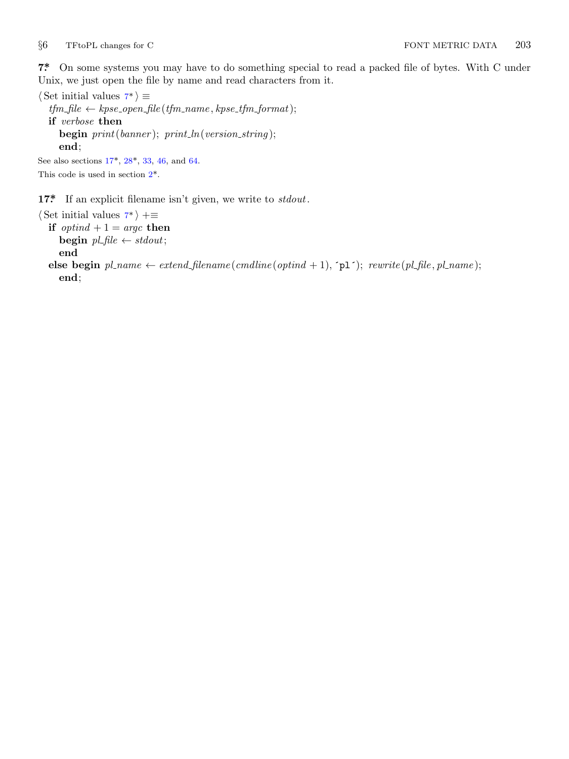**7\*** On some systems you may have to do something special to read a packed file of bytes. With C under Unix, we just open the file by name and read characters from it.

⟨Set initial values 7\*⟩ ≡

```
tfm_file ← kpse_open_file(tfm_name, kpse_tfm_format);
if verbose then
   begin print(banner); print_ln(version_string);
   end;
```

See also sections 17\*, 28\*, 33, 46, and 64.

This code is used in section 2\*.

**17\*** If an explicit filename isn't given, we write to *stdout*.

⟨Set initial values 7\*⟩ +≡

```
if optind + 1 = argc then
   begin pl_file ← stdout;
   end
else begin pl_name ← extend_filename(cmdline(optind + 1), ´pl´); rewrite(pl_file, pl_name);
   end;
```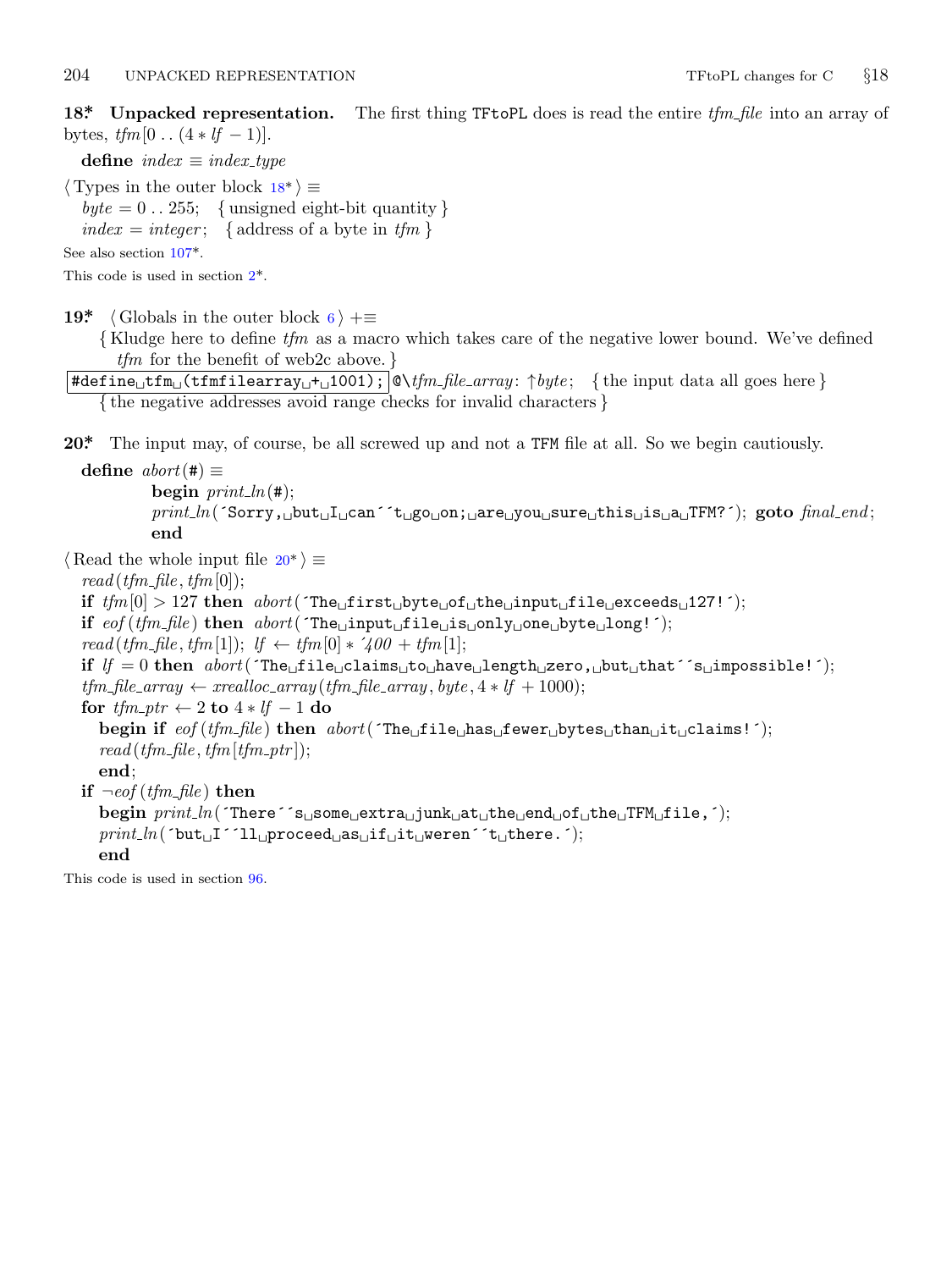**18\*. Unpacked representation.** The first thing TFtoPL does is read the entire *tfm_file* into an array of bytes, $tfm[0 \mathrel{..} (4 * lf - 1)]$.

**define** *index* ≡ *index_type*

⟨ Types in the outer block 18\* ⟩ ≡
  *byte* = 0 .. 255;  { unsigned eight-bit quantity }
  *index* = *integer*;  { address of a byte in *tfm* }

See also section 107\*.

This code is used in section 2\*.

**19\*.** ⟨ Globals in the outer block 6 ⟩ +≡
  { Kludge here to define *tfm* as a macro which takes care of the negative lower bound. We've defined *tfm* for the benefit of web2c above. }

```
#define tfm (tfmfilearray + 1001);
```

@\ *tfm_file_array*: ↑*byte*;  { the input data all goes here }
  { the negative addresses avoid range checks for invalid characters }

**20\*.** The input may, of course, be all screwed up and not a TFM file at all. So we begin cautiously.

**define** *abort*(#) ≡
    **begin** *print_ln*(#);
    *print_ln*(´Sorry, but I can´´t go on; are you sure this is a TFM?´); **goto** *final_end*;
    **end**

⟨ Read the whole input file 20\* ⟩ ≡
  *read*(*tfm_file*, *tfm*[0]);
  **if** *tfm*[0] > 127 **then** *abort*(´The first byte of the input file exceeds 127!´);
  **if** *eof*(*tfm_file*) **then** *abort*(´The input file is only one byte long!´);
  *read*(*tfm_file*, *tfm*[1]); *lf* ← *tfm*[0] ∗ ´400 + *tfm*[1];
  **if** *lf* = 0 **then** *abort*(´The file claims to have length zero, but that´´s impossible!´);
  *tfm_file_array* ← *xrealloc_array*(*tfm_file_array*, *byte*, 4 ∗ *lf* + 1000);
  **for** *tfm_ptr* ← 2 **to** 4 ∗ *lf* − 1 **do**
    **begin if** *eof*(*tfm_file*) **then** *abort*(´The file has fewer bytes than it claims!´);
    *read*(*tfm_file*, *tfm*[*tfm_ptr*]);
    **end**;
  **if** ¬*eof*(*tfm_file*) **then**
    **begin** *print_ln*(´There´´s some extra junk at the end of the TFM file,´);
    *print_ln*(´but I´´ll proceed as if it weren´´t there.´);
    **end**

This code is used in section 96.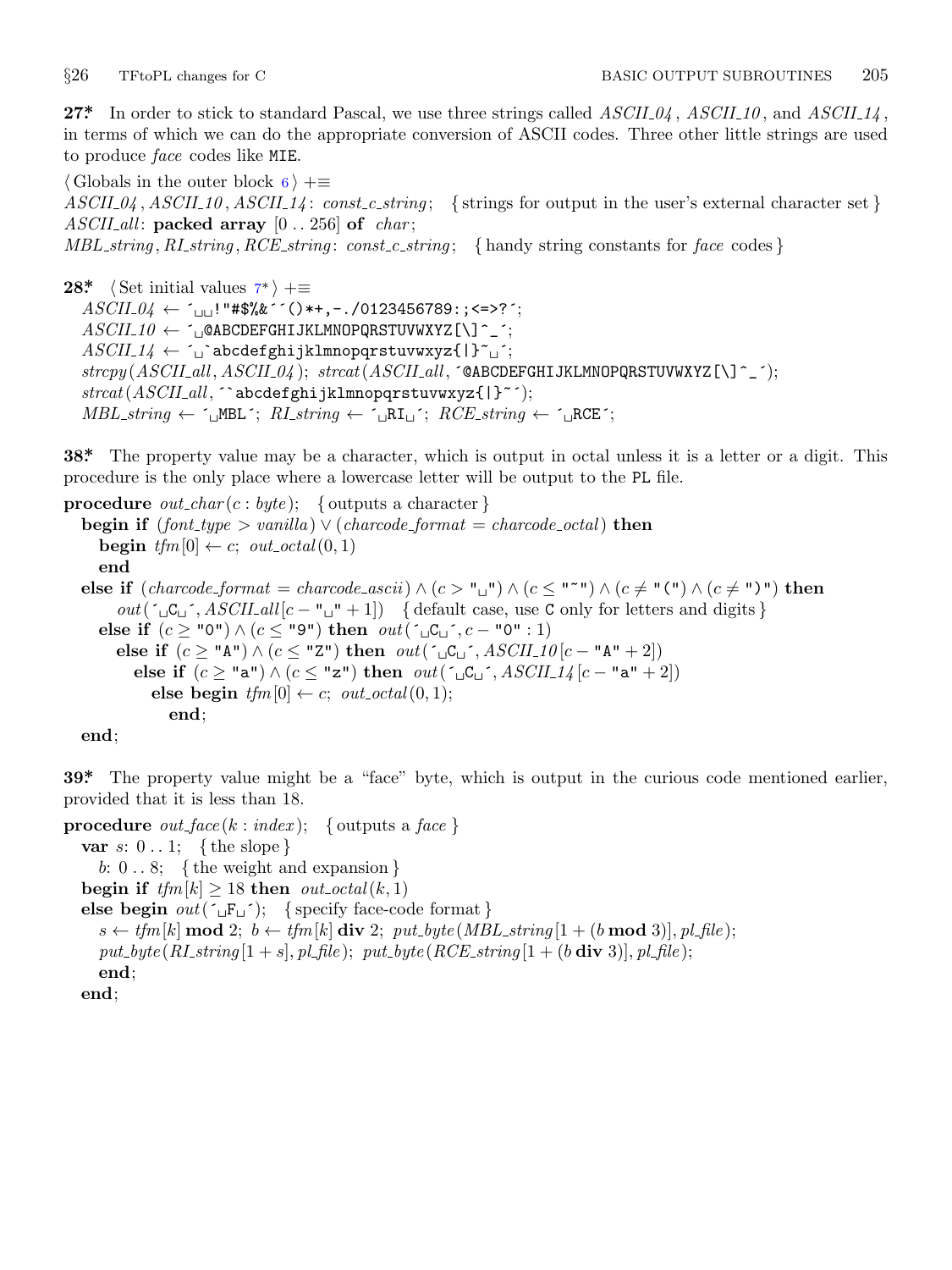**27*** In order to stick to standard Pascal, we use three strings called *ASCII_04*, *ASCII_10*, and *ASCII_14*, in terms of which we can do the appropriate conversion of ASCII codes. Three other little strings are used to produce *face* codes like `MIE`.

```
⟨Globals in the outer block 6⟩ +≡
ASCII_04, ASCII_10, ASCII_14: const_c_string;  { strings for output in the user's external character set }
ASCII_all: packed array [0 .. 256] of char;
MBL_string, RI_string, RCE_string: const_c_string;  { handy string constants for face codes }
```

**28*** ⟨Set initial values 7*⟩ +≡

```
ASCII_04 ← ´␣␣!"#$%&´´()*+,-./0123456789:;<=>?´;
ASCII_10 ← ´␣@ABCDEFGHIJKLMNOPQRSTUVWXYZ[\]^_´;
ASCII_14 ← ´␣`abcdefghijklmnopqrstuvwxyz{|}~␣´;
strcpy(ASCII_all, ASCII_04); strcat(ASCII_all, ´@ABCDEFGHIJKLMNOPQRSTUVWXYZ[\]^_´);
strcat(ASCII_all, ´`abcdefghijklmnopqrstuvwxyz{|}~´);
MBL_string ← ´␣MBL´; RI_string ← ´␣RI␣´; RCE_string ← ´␣RCE´;
```

**38*** The property value may be a character, which is output in octal unless it is a letter or a digit. This procedure is the only place where a lowercase letter will be output to the `PL` file.

```
procedure out_char(c : byte);  { outputs a character }
  begin if (font_type > vanilla) ∨ (charcode_format = charcode_octal) then
    begin tfm[0] ← c; out_octal(0, 1)
    end
  else if (charcode_format = charcode_ascii) ∧ (c > "␣") ∧ (c ≤ "~") ∧ (c ≠ "(") ∧ (c ≠ ")") then
      out(´␣C␣´, ASCII_all[c − "␣" + 1])  { default case, use C only for letters and digits }
    else if (c ≥ "0") ∧ (c ≤ "9") then out(´␣C␣´, c − "0" : 1)
      else if (c ≥ "A") ∧ (c ≤ "Z") then out(´␣C␣´, ASCII_10[c − "A" + 2])
        else if (c ≥ "a") ∧ (c ≤ "z") then out(´␣C␣´, ASCII_14[c − "a" + 2])
          else begin tfm[0] ← c; out_octal(0, 1);
            end;
  end;
```

**39*** The property value might be a "face" byte, which is output in the curious code mentioned earlier, provided that it is less than 18.

```
procedure out_face(k : index);  { outputs a face }
  var s: 0 .. 1;  { the slope }
    b: 0 .. 8;  { the weight and expansion }
  begin if tfm[k] ≥ 18 then out_octal(k, 1)
  else begin out(´␣F␣´);  { specify face-code format }
    s ← tfm[k] mod 2; b ← tfm[k] div 2; put_byte(MBL_string[1 + (b mod 3)], pl_file);
    put_byte(RI_string[1 + s], pl_file); put_byte(RCE_string[1 + (b div 3)], pl_file);
    end;
  end;
```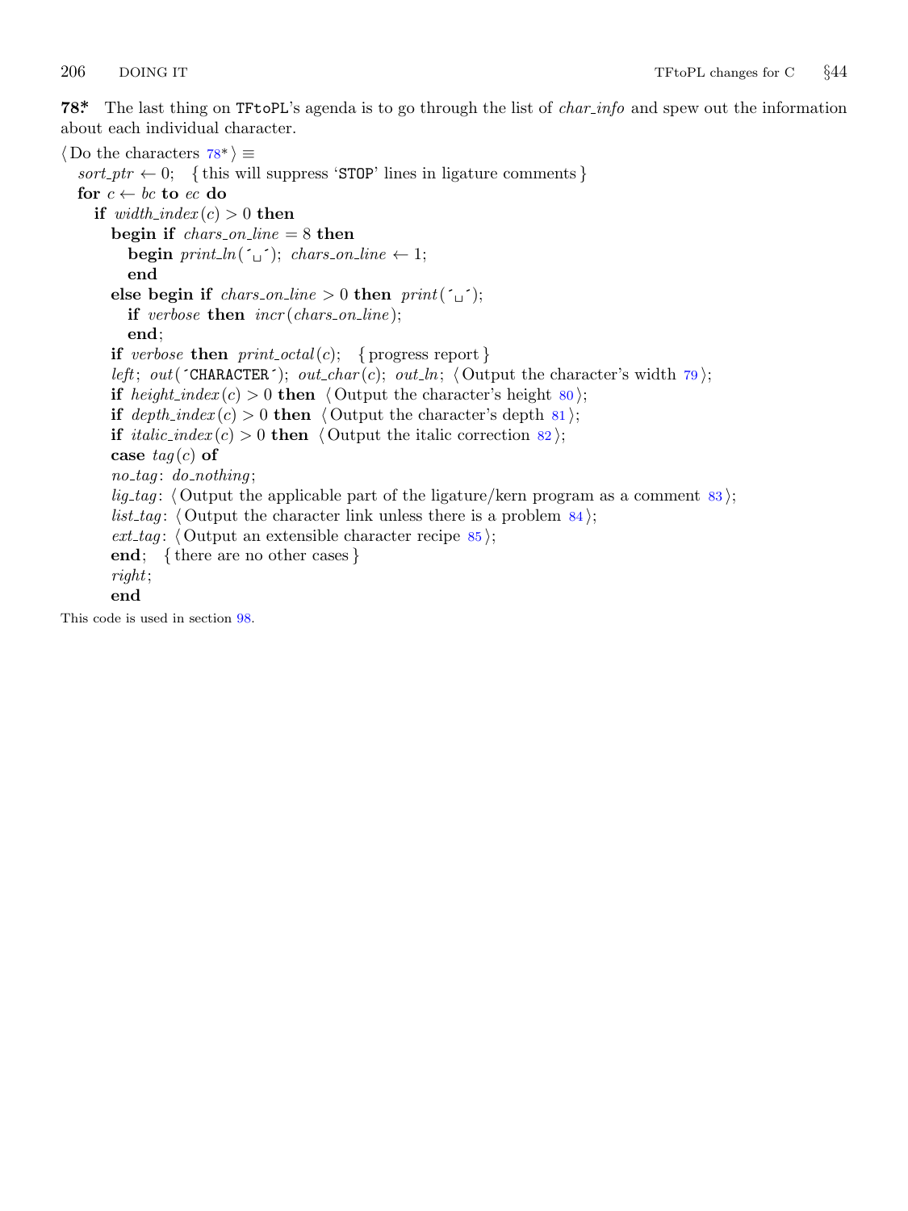**78\*** The last thing on `TFtoPL`'s agenda is to go through the list of *char_info* and spew out the information about each individual character.

```
⟨Do the characters 78*⟩ ≡
  sort_ptr ← 0;  { this will suppress 'STOP' lines in ligature comments }
  for c ← bc to ec do
    if width_index(c) > 0 then
      begin if chars_on_line = 8 then
        begin print_ln('␣'); chars_on_line ← 1;
        end
      else begin if chars_on_line > 0 then print('␣');
        if verbose then incr(chars_on_line);
        end;
      if verbose then print_octal(c);  { progress report }
      left; out('CHARACTER'); out_char(c); out_ln; ⟨Output the character's width 79⟩;
      if height_index(c) > 0 then ⟨Output the character's height 80⟩;
      if depth_index(c) > 0 then ⟨Output the character's depth 81⟩;
      if italic_index(c) > 0 then ⟨Output the italic correction 82⟩;
      case tag(c) of
      no_tag: do_nothing;
      lig_tag: ⟨Output the applicable part of the ligature/kern program as a comment 83⟩;
      list_tag: ⟨Output the character link unless there is a problem 84⟩;
      ext_tag: ⟨Output an extensible character recipe 85⟩;
      end;  { there are no other cases }
      right;
      end
```

This code is used in section 98.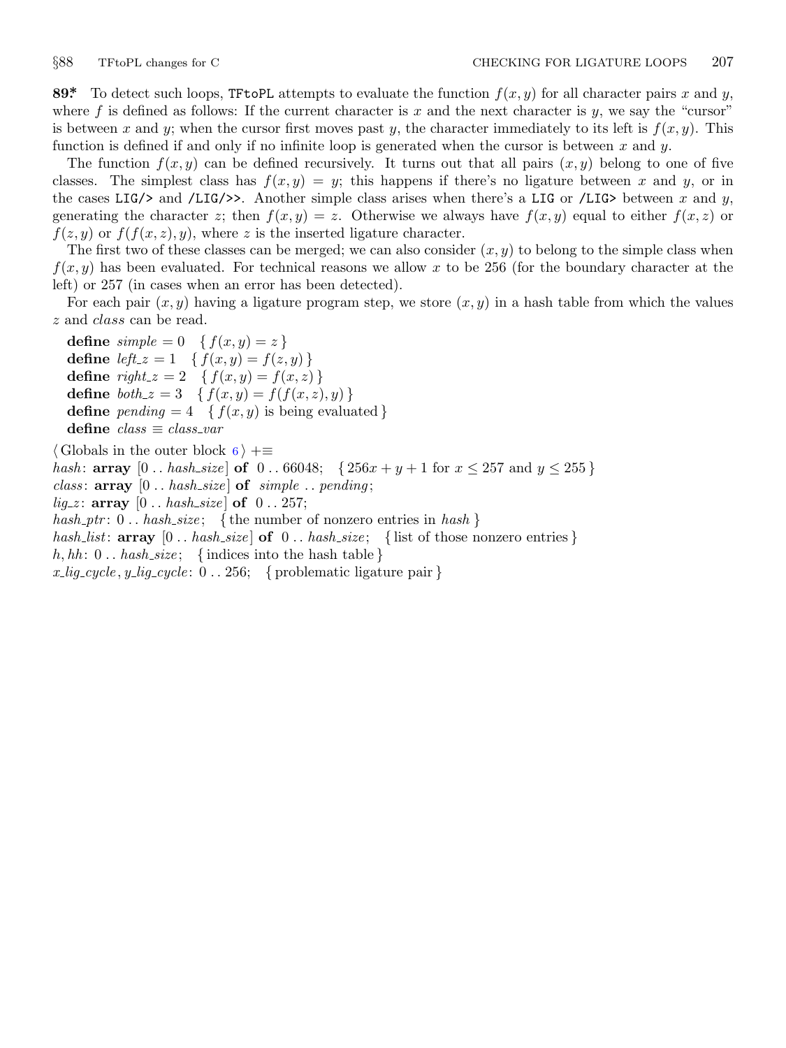**89\*** To detect such loops, `TFtoPL` attempts to evaluate the function $f(x,y)$ for all character pairs $x$ and $y$, where $f$ is defined as follows: If the current character is $x$ and the next character is $y$, we say the "cursor" is between $x$ and $y$; when the cursor first moves past $y$, the character immediately to its left is $f(x,y)$. This function is defined if and only if no infinite loop is generated when the cursor is between $x$ and $y$.

The function $f(x,y)$ can be defined recursively. It turns out that all pairs $(x,y)$ belong to one of five classes. The simplest class has $f(x,y) = y$; this happens if there's no ligature between $x$ and $y$, or in the cases `LIG/>` and `/LIG/>>`. Another simple class arises when there's a `LIG` or `/LIG>` between $x$ and $y$, generating the character $z$; then $f(x,y) = z$. Otherwise we always have $f(x,y)$ equal to either $f(x,z)$ or $f(z,y)$ or $f(f(x,z),y)$, where $z$ is the inserted ligature character.

The first two of these classes can be merged; we can also consider $(x,y)$ to belong to the simple class when $f(x,y)$ has been evaluated. For technical reasons we allow $x$ to be 256 (for the boundary character at the left) or 257 (in cases when an error has been detected).

For each pair $(x,y)$ having a ligature program step, we store $(x,y)$ in a hash table from which the values $z$ and *class* can be read.

**define** *simple* = 0 { $f(x,y) = z$ }
**define** *left_z* = 1 { $f(x,y) = f(z,y)$ }
**define** *right_z* = 2 { $f(x,y) = f(x,z)$ }
**define** *both_z* = 3 { $f(x,y) = f(f(x,z),y)$ }
**define** *pending* = 4 { $f(x,y)$ is being evaluated }
**define** *class* ≡ *class_var*

⟨ Globals in the outer block 6 ⟩ +≡
*hash*: **array** [0 .. *hash_size*] **of** 0 .. 66048; { $256x + y + 1$ for $x \le 257$ and $y \le 255$ }
*class*: **array** [0 .. *hash_size*] **of** *simple* .. *pending*;
*lig_z*: **array** [0 .. *hash_size*] **of** 0 .. 257;
*hash_ptr*: 0 .. *hash_size*; { the number of nonzero entries in *hash* }
*hash_list*: **array** [0 .. *hash_size*] **of** 0 .. *hash_size*; { list of those nonzero entries }
*h*, *hh*: 0 .. *hash_size*; { indices into the hash table }
*x_lig_cycle*, *y_lig_cycle*: 0 .. 256; { problematic ligature pair }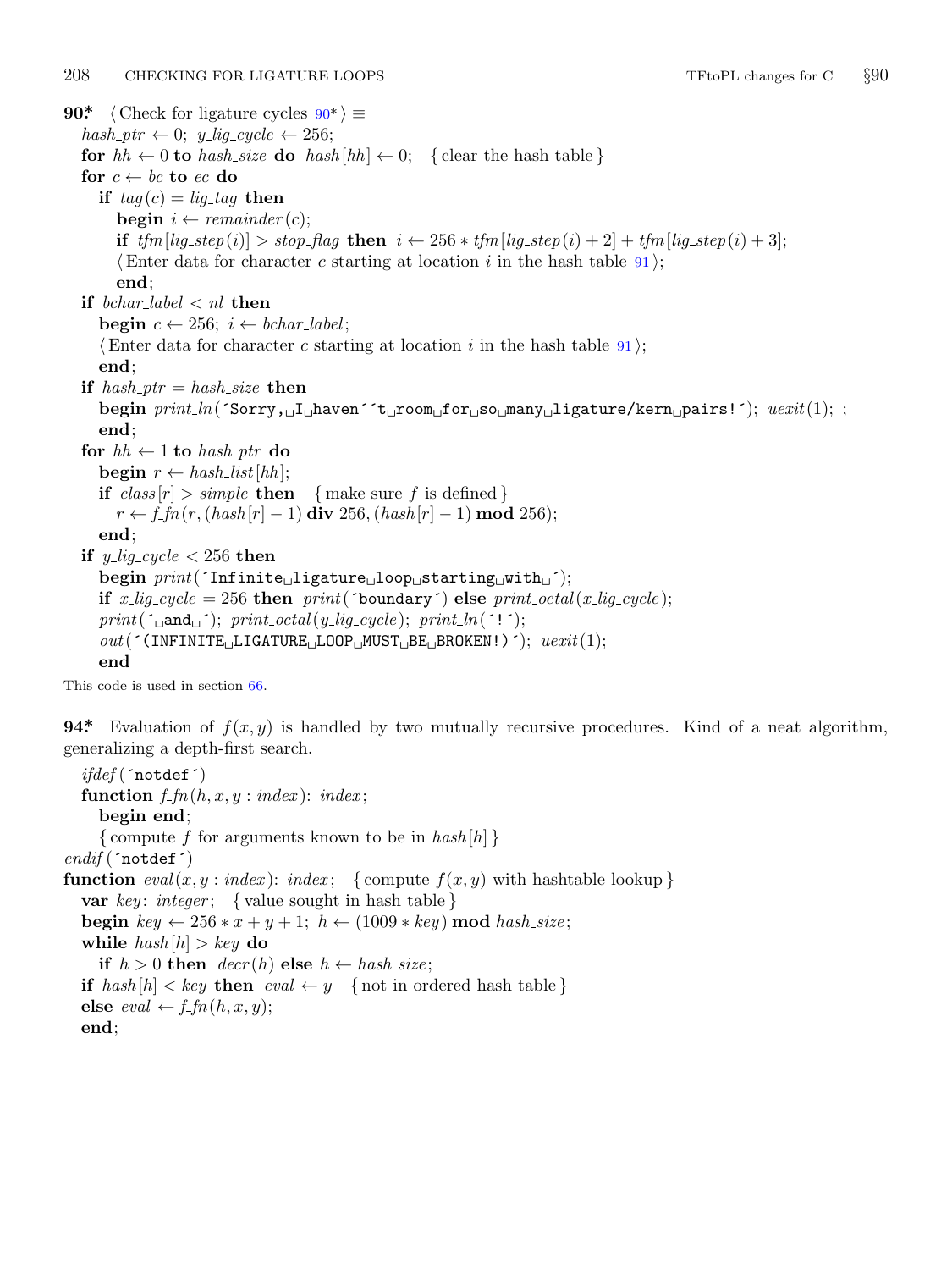**90\*** ⟨ Check for ligature cycles 90\* ⟩ ≡

```
hash_ptr ← 0; y_lig_cycle ← 256;
for hh ← 0 to hash_size do hash[hh] ← 0;   { clear the hash table }
for c ← bc to ec do
  if tag(c) = lig_tag then
    begin i ← remainder(c);
    if tfm[lig_step(i)] > stop_flag then i ← 256 * tfm[lig_step(i) + 2] + tfm[lig_step(i) + 3];
    ⟨ Enter data for character c starting at location i in the hash table 91 ⟩;
    end;
if bchar_label < nl then
  begin c ← 256; i ← bchar_label;
  ⟨ Enter data for character c starting at location i in the hash table 91 ⟩;
  end;
if hash_ptr = hash_size then
  begin print_ln(´Sorry, I haven´´t room for so many ligature/kern pairs!´); uexit(1); ;
  end;
for hh ← 1 to hash_ptr do
  begin r ← hash_list[hh];
  if class[r] > simple then   { make sure f is defined }
    r ← f_fn(r, (hash[r] − 1) div 256, (hash[r] − 1) mod 256);
  end;
if y_lig_cycle < 256 then
  begin print(´Infinite ligature loop starting with ´);
  if x_lig_cycle = 256 then print(´boundary´) else print_octal(x_lig_cycle);
  print(´ and ´); print_octal(y_lig_cycle); print_ln(´!´);
  out(´(INFINITE LIGATURE LOOP MUST BE BROKEN!)´); uexit(1);
  end
```

This code is used in section 66.

**94\*** Evaluation of $f(x, y)$ is handled by two mutually recursive procedures. Kind of a neat algorithm, generalizing a depth-first search.

```
  ifdef(´notdef´)
  function f_fn(h, x, y : index): index;
    begin end;
    { compute f for arguments known to be in hash[h] }
endif(´notdef´)
function eval(x, y : index): index;   { compute f(x, y) with hashtable lookup }
  var key: integer;   { value sought in hash table }
  begin key ← 256 * x + y + 1; h ← (1009 * key) mod hash_size;
  while hash[h] > key do
    if h > 0 then decr(h) else h ← hash_size;
  if hash[h] < key then eval ← y   { not in ordered hash table }
  else eval ← f_fn(h, x, y);
  end;
```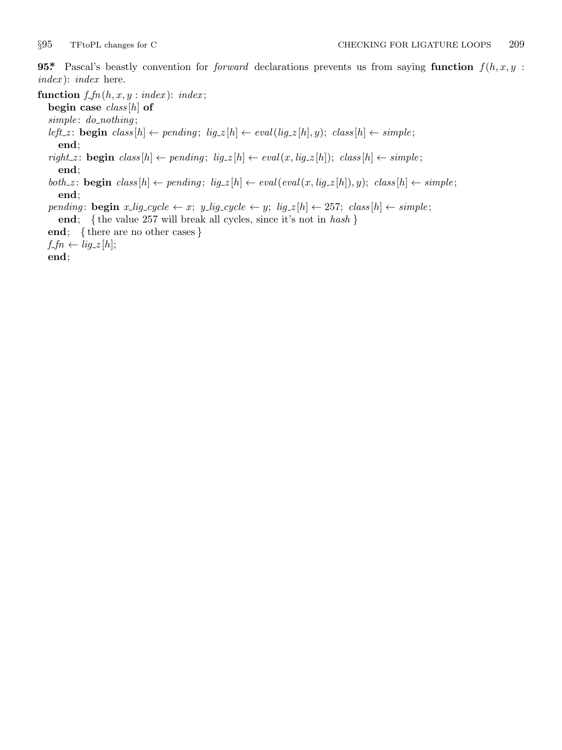**95*** Pascal's beastly convention for *forward* declarations prevents us from saying **function** $f(h, x, y : index)$: *index* here.

```
function f_fn(h, x, y : index): index;
  begin case class[h] of
  simple: do_nothing;
  left_z: begin class[h] ← pending; lig_z[h] ← eval(lig_z[h], y); class[h] ← simple;
    end;
  right_z: begin class[h] ← pending; lig_z[h] ← eval(x, lig_z[h]); class[h] ← simple;
    end;
  both_z: begin class[h] ← pending; lig_z[h] ← eval(eval(x, lig_z[h]), y); class[h] ← simple;
    end;
  pending: begin x_lig_cycle ← x; y_lig_cycle ← y; lig_z[h] ← 257; class[h] ← simple;
    end;   { the value 257 will break all cycles, since it's not in hash }
  end;   { there are no other cases }
  f_fn ← lig_z[h];
  end;
```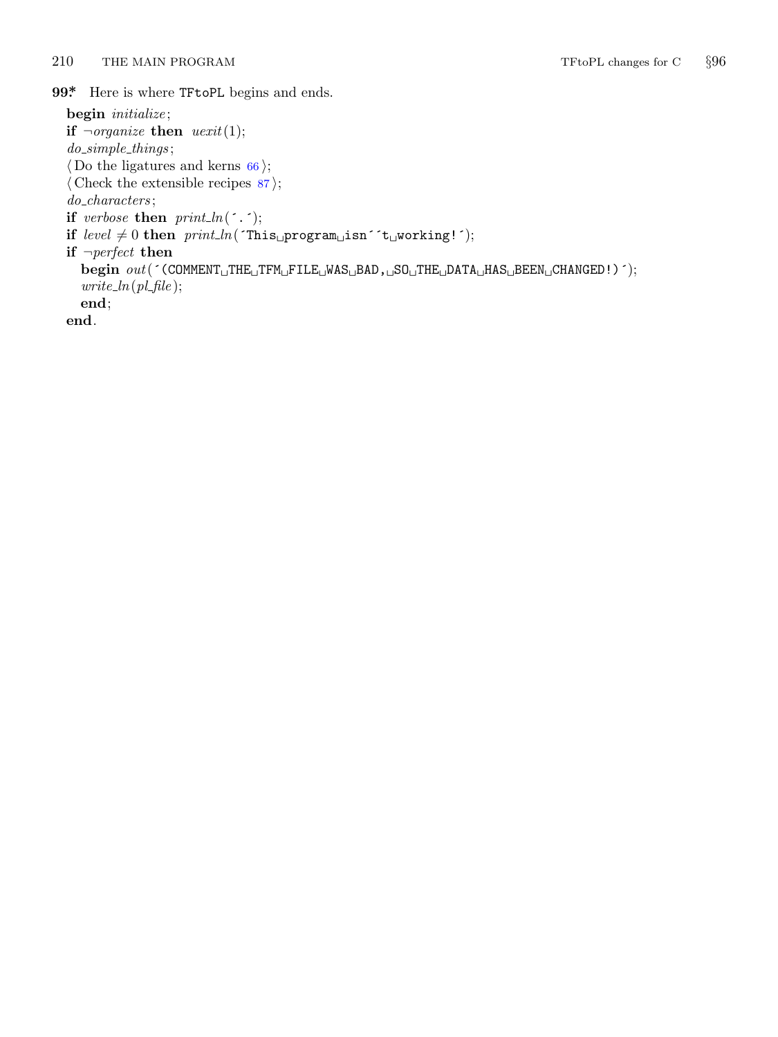**99\*** Here is where `TFtoPL` begins and ends.

**begin** *initialize*;
**if** ¬*organize* **then** *uexit*(1);
*do_simple_things*;
⟨ Do the ligatures and kerns 66 ⟩;
⟨ Check the extensible recipes 87 ⟩;
*do_characters*;
**if** *verbose* **then** *print_ln*(´.´);
**if** *level* ≠ 0 **then** *print_ln*(´This␣program␣isn´´t␣working!´);
**if** ¬*perfect* **then**
  **begin** *out*(´(COMMENT␣THE␣TFM␣FILE␣WAS␣BAD,␣SO␣THE␣DATA␣HAS␣BEEN␣CHANGED!)´);
  *write_ln*(*pl_file*);
  **end**;
**end**.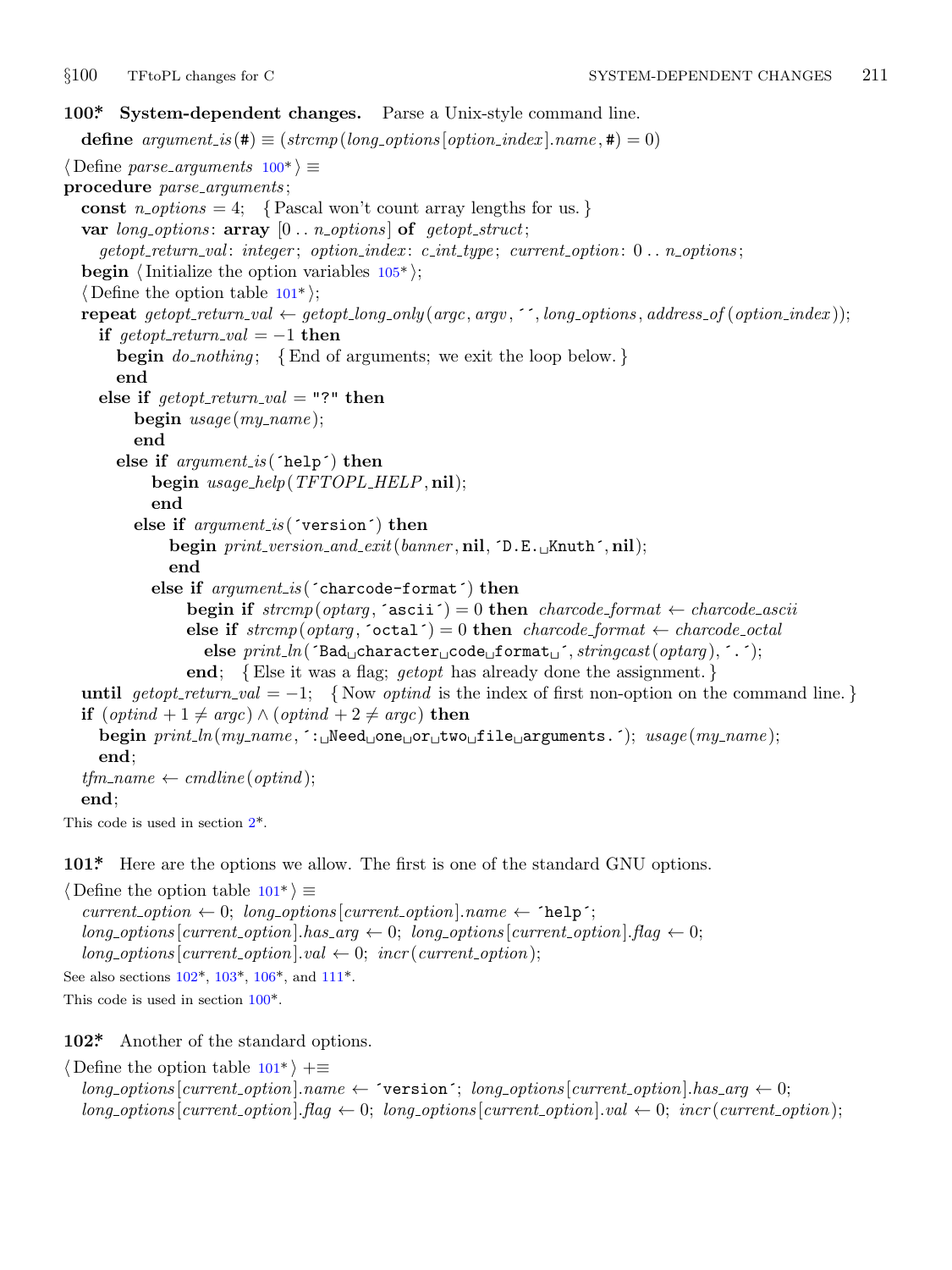**100\*. System-dependent changes.** Parse a Unix-style command line.

```
define argument_is(#) ≡ (strcmp(long_options[option_index].name, #) = 0)

⟨ Define parse_arguments 100* ⟩ ≡
procedure parse_arguments;
  const n_options = 4;  { Pascal won't count array lengths for us. }
  var long_options: array [0 .. n_options] of getopt_struct;
    getopt_return_val: integer; option_index: c_int_type; current_option: 0 .. n_options;
  begin ⟨ Initialize the option variables 105* ⟩;
  ⟨ Define the option table 101* ⟩;
  repeat getopt_return_val ← getopt_long_only(argc, argv, ´´, long_options, address_of(option_index));
    if getopt_return_val = −1 then
      begin do_nothing;  { End of arguments; we exit the loop below. }
      end
    else if getopt_return_val = "?" then
        begin usage(my_name);
        end
      else if argument_is(´help´) then
          begin usage_help(TFTOPL_HELP, nil);
          end
        else if argument_is(´version´) then
            begin print_version_and_exit(banner, nil, ´D.E. Knuth´, nil);
            end
          else if argument_is(´charcode-format´) then
              begin if strcmp(optarg, ´ascii´) = 0 then charcode_format ← charcode_ascii
              else if strcmp(optarg, ´octal´) = 0 then charcode_format ← charcode_octal
                else print_ln(´Bad character code format ´, stringcast(optarg), ´.´);
              end;  { Else it was a flag; getopt has already done the assignment. }
  until getopt_return_val = −1;  { Now optind is the index of first non-option on the command line. }
  if (optind + 1 ≠ argc) ∧ (optind + 2 ≠ argc) then
    begin print_ln(my_name, ´: Need one or two file arguments.´); usage(my_name);
    end;
  tfm_name ← cmdline(optind);
  end;
```

This code is used in section 2\*.

**101\*.** Here are the options we allow. The first is one of the standard GNU options.

```
⟨ Define the option table 101* ⟩ ≡
  current_option ← 0; long_options[current_option].name ← ´help´;
  long_options[current_option].has_arg ← 0; long_options[current_option].flag ← 0;
  long_options[current_option].val ← 0; incr(current_option);
```

See also sections 102\*, 103\*, 106\*, and 111\*.

This code is used in section 100\*.

**102\*.** Another of the standard options.

```
⟨ Define the option table 101* ⟩ +≡
  long_options[current_option].name ← ´version´; long_options[current_option].has_arg ← 0;
  long_options[current_option].flag ← 0; long_options[current_option].val ← 0; incr(current_option);
```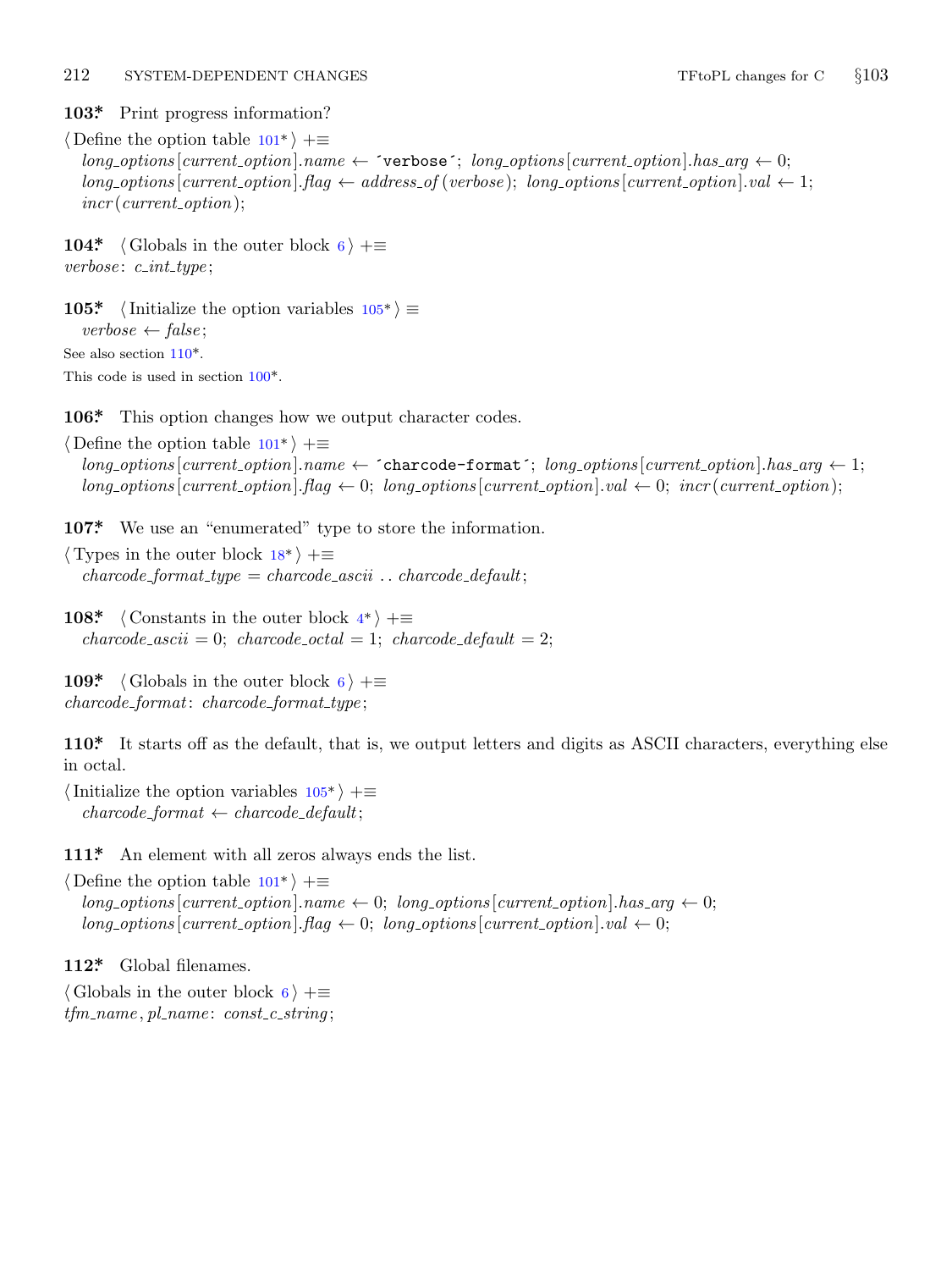**103\*** Print progress information?

⟨ Define the option table 101\* ⟩ +≡
  *long_options*[*current_option*].*name* ← ´verbose´; *long_options*[*current_option*].*has_arg* ← 0;
  *long_options*[*current_option*].*flag* ← *address_of* (*verbose*); *long_options*[*current_option*].*val* ← 1;
  *incr* (*current_option*);

**104\*** ⟨ Globals in the outer block 6 ⟩ +≡
*verbose*: *c_int_type*;

**105\*** ⟨ Initialize the option variables 105\* ⟩ ≡
  *verbose* ← *false*;

See also section 110\*.

This code is used in section 100\*.

**106\*** This option changes how we output character codes.

⟨ Define the option table 101\* ⟩ +≡
  *long_options*[*current_option*].*name* ← ´charcode-format´; *long_options*[*current_option*].*has_arg* ← 1;
  *long_options*[*current_option*].*flag* ← 0; *long_options*[*current_option*].*val* ← 0; *incr* (*current_option*);

**107\*** We use an "enumerated" type to store the information.

⟨ Types in the outer block 18\* ⟩ +≡
  *charcode_format_type* = *charcode_ascii* . . *charcode_default*;

**108\*** ⟨ Constants in the outer block 4\* ⟩ +≡
  *charcode_ascii* = 0; *charcode_octal* = 1; *charcode_default* = 2;

**109\*** ⟨ Globals in the outer block 6 ⟩ +≡
*charcode_format*: *charcode_format_type*;

**110\*** It starts off as the default, that is, we output letters and digits as ASCII characters, everything else in octal.

⟨ Initialize the option variables 105\* ⟩ +≡
  *charcode_format* ← *charcode_default*;

**111\*** An element with all zeros always ends the list.

⟨ Define the option table 101\* ⟩ +≡
  *long_options*[*current_option*].*name* ← 0; *long_options*[*current_option*].*has_arg* ← 0;
  *long_options*[*current_option*].*flag* ← 0; *long_options*[*current_option*].*val* ← 0;

**112\*** Global filenames.

⟨ Globals in the outer block 6 ⟩ +≡
*tfm_name*, *pl_name*: *const_c_string*;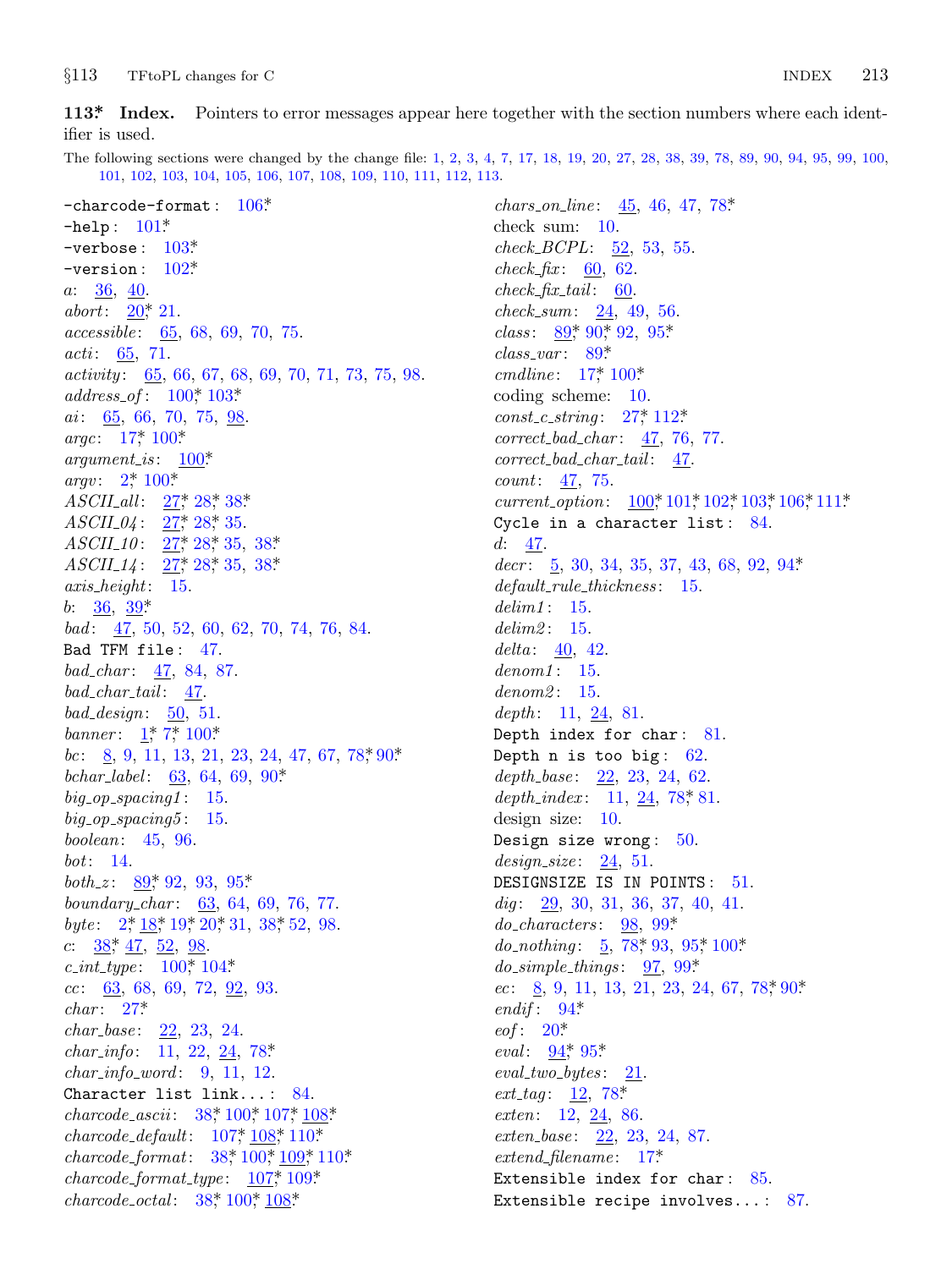**113\*. Index.** Pointers to error messages appear here together with the section numbers where each identifier is used.

The following sections were changed by the change file: 1, 2, 3, 4, 7, 17, 18, 19, 20, 27, 28, 38, 39, 78, 89, 90, 94, 95, 99, 100, 101, 102, 103, 104, 105, 106, 107, 108, 109, 110, 111, 112, 113.

`-charcode-format`: 106\*.
`-help`: 101\*.
`-verbose`: 103\*.
`-version`: 102\*.
*a*: 36, 40.
*abort*: 20\*, 21.
*accessible*: 65, 68, 69, 70, 75.
*acti*: 65, 71.
*activity*: 65, 66, 67, 68, 69, 70, 71, 73, 75, 98.
*address_of*: 100\*, 103\*.
*ai*: 65, 66, 70, 75, 98.
*argc*: 17\*, 100\*.
*argument_is*: 100\*.
*argv*: 2\*, 100\*.
*ASCII_all*: 27\*, 28\*, 38\*.
*ASCII_04*: 27\*, 28\*, 35.
*ASCII_10*: 27\*, 28\*, 35, 38\*.
*ASCII_14*: 27\*, 28\*, 35, 38\*.
*axis_height*: 15.
*b*: 36, 39\*.
*bad*: 47, 50, 52, 60, 62, 70, 74, 76, 84.
`Bad TFM file`: 47.
*bad_char*: 47, 84, 87.
*bad_char_tail*: 47.
*bad_design*: 50, 51.
*banner*: 1\*, 7\*, 100\*.
*bc*: 8, 9, 11, 13, 21, 23, 24, 47, 67, 78\*, 90\*.
*bchar_label*: 63, 64, 69, 90\*.
*big_op_spacing1*: 15.
*big_op_spacing5*: 15.
*boolean*: 45, 96.
*bot*: 14.
*both_z*: 89\*, 92, 93, 95\*.
*boundary_char*: 63, 64, 69, 76, 77.
*byte*: 2\*, 18\*, 19\*, 20\*, 31, 38\*, 52, 98.
*c*: 38\*, 47, 52, 98.
*c_int_type*: 100\*, 104\*.
*cc*: 63, 68, 69, 72, 92, 93.
*char*: 27\*.
*char_base*: 22, 23, 24.
*char_info*: 11, 22, 24, 78\*.
*char_info_word*: 9, 11, 12.
`Character list link...`: 84.
*charcode_ascii*: 38\*, 100\*, 107\*, 108\*.
*charcode_default*: 107\*, 108\*, 110\*.
*charcode_format*: 38\*, 100\*, 109\*, 110\*.
*charcode_format_type*: 107\*, 109\*.
*charcode_octal*: 38\*, 100\*, 108\*.
*chars_on_line*: 45, 46, 47, 78\*.
check sum: 10.
*check_BCPL*: 52, 53, 55.
*check_fix*: 60, 62.
*check_fix_tail*: 60.
*check_sum*: 24, 49, 56.
*class*: 89\*, 90\*, 92, 95\*.
*class_var*: 89\*.
*cmdline*: 17\*, 100\*.
coding scheme: 10.
*const_c_string*: 27\*, 112\*.
*correct_bad_char*: 47, 76, 77.
*correct_bad_char_tail*: 47.
*count*: 47, 75.
*current_option*: 100\*, 101\*, 102\*, 103\*, 106\*, 111\*.
`Cycle in a character list`: 84.
*d*: 47.
*decr*: 5, 30, 34, 35, 37, 43, 68, 92, 94\*.
*default_rule_thickness*: 15.
*delim1*: 15.
*delim2*: 15.
*delta*: 40, 42.
*denom1*: 15.
*denom2*: 15.
*depth*: 11, 24, 81.
`Depth index for char`: 81.
`Depth n is too big`: 62.
*depth_base*: 22, 23, 24, 62.
*depth_index*: 11, 24, 78\*, 81.
design size: 10.
`Design size wrong`: 50.
*design_size*: 24, 51.
`DESIGNSIZE IS IN POINTS`: 51.
*dig*: 29, 30, 31, 36, 37, 40, 41.
*do_characters*: 98, 99\*.
*do_nothing*: 5, 78\*, 93, 95\*, 100\*.
*do_simple_things*: 97, 99\*.
*ec*: 8, 9, 11, 13, 21, 23, 24, 67, 78\*, 90\*.
*endif*: 94\*.
*eof*: 20\*.
*eval*: 94\*, 95\*.
*eval_two_bytes*: 21.
*ext_tag*: 12, 78\*.
*exten*: 12, 24, 86.
*exten_base*: 22, 23, 24, 87.
*extend_filename*: 17\*.
`Extensible index for char`: 85.
`Extensible recipe involves...`: 87.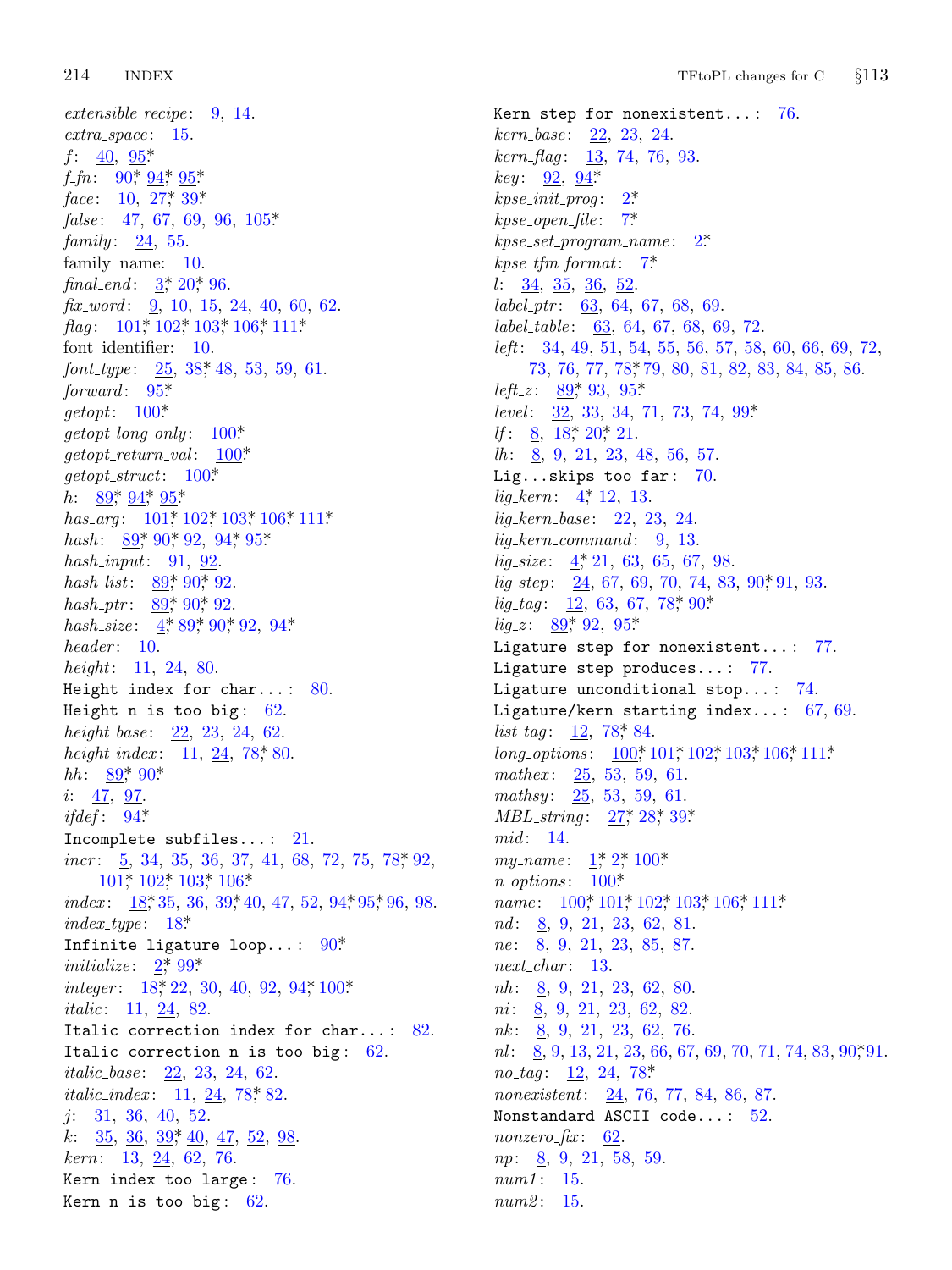*extensible_recipe*: 9, 14.
*extra_space*: 15.
*f*: 40, 95*
*f_fn*: 90* 94* 95*
*face*: 10, 27* 39*
*false*: 47, 67, 69, 96, 105*
*family*: 24, 55.
family name: 10.
*final_end*: 3* 20* 96.
*fix_word*: 9, 10, 15, 24, 40, 60, 62.
*flag*: 101* 102* 103* 106* 111*
font identifier: 10.
*font_type*: 25, 38* 48, 53, 59, 61.
*forward*: 95*
*getopt*: 100*
*getopt_long_only*: 100*
*getopt_return_val*: 100*
*getopt_struct*: 100*
*h*: 89* 94* 95*
*has_arg*: 101* 102* 103* 106* 111*
*hash*: 89* 90* 92, 94* 95*
*hash_input*: 91, 92.
*hash_list*: 89* 90* 92.
*hash_ptr*: 89* 90* 92.
*hash_size*: 4* 89* 90* 92, 94*
*header*: 10.
*height*: 11, 24, 80.
`Height index for char...`: 80.
`Height n is too big`: 62.
*height_base*: 22, 23, 24, 62.
*height_index*: 11, 24, 78* 80.
*hh*: 89* 90*
*i*: 47, 97.
*ifdef*: 94*
`Incomplete subfiles...`: 21.
*incr*: 5, 34, 35, 36, 37, 41, 68, 72, 75, 78* 92, 101* 102* 103* 106*
*index*: 18* 35, 36, 39* 40, 47, 52, 94* 95* 96, 98.
*index_type*: 18*
`Infinite ligature loop...`: 90*
*initialize*: 2* 99*
*integer*: 18* 22, 30, 40, 92, 94* 100*
*italic*: 11, 24, 82.
`Italic correction index for char...`: 82.
`Italic correction n is too big`: 62.
*italic_base*: 22, 23, 24, 62.
*italic_index*: 11, 24, 78* 82.
*j*: 31, 36, 40, 52.
*k*: 35, 36, 39* 40, 47, 52, 98.
*kern*: 13, 24, 62, 76.
`Kern index too large`: 76.
`Kern n is too big`: 62.
`Kern step for nonexistent...`: 76.
*kern_base*: 22, 23, 24.
*kern_flag*: 13, 74, 76, 93.
*key*: 92, 94*
*kpse_init_prog*: 2*
*kpse_open_file*: 7*
*kpse_set_program_name*: 2*
*kpse_tfm_format*: 7*
*l*: 34, 35, 36, 52.
*label_ptr*: 63, 64, 67, 68, 69.
*label_table*: 63, 64, 67, 68, 69, 72.
*left*: 34, 49, 51, 54, 55, 56, 57, 58, 60, 66, 69, 72, 73, 76, 77, 78* 79, 80, 81, 82, 83, 84, 85, 86.
*left_z*: 89* 93, 95*
*level*: 32, 33, 34, 71, 73, 74, 99*
*lf*: 8, 18* 20* 21.
*lh*: 8, 9, 21, 23, 48, 56, 57.
`Lig...skips too far`: 70.
*lig_kern*: 4* 12, 13.
*lig_kern_base*: 22, 23, 24.
*lig_kern_command*: 9, 13.
*lig_size*: 4* 21, 63, 65, 67, 98.
*lig_step*: 24, 67, 69, 70, 74, 83, 90* 91, 93.
*lig_tag*: 12, 63, 67, 78* 90*
*lig_z*: 89* 92, 95*
`Ligature step for nonexistent...`: 77.
`Ligature step produces...`: 77.
`Ligature unconditional stop...`: 74.
`Ligature/kern starting index...`: 67, 69.
*list_tag*: 12, 78* 84.
*long_options*: 100* 101* 102* 103* 106* 111*
*mathex*: 25, 53, 59, 61.
*mathsy*: 25, 53, 59, 61.
*MBL_string*: 27* 28* 39*
*mid*: 14.
*my_name*: 1* 2* 100*
*n_options*: 100*
*name*: 100* 101* 102* 103* 106* 111*
*nd*: 8, 9, 21, 23, 62, 81.
*ne*: 8, 9, 21, 23, 85, 87.
*next_char*: 13.
*nh*: 8, 9, 21, 23, 62, 80.
*ni*: 8, 9, 21, 23, 62, 82.
*nk*: 8, 9, 21, 23, 62, 76.
*nl*: 8, 9, 13, 21, 23, 66, 67, 69, 70, 71, 74, 83, 90* 91.
*no_tag*: 12, 24, 78*
*nonexistent*: 24, 76, 77, 84, 86, 87.
`Nonstandard ASCII code...`: 52.
*nonzero_fix*: 62.
*np*: 8, 9, 21, 58, 59.
*num1*: 15.
*num2*: 15.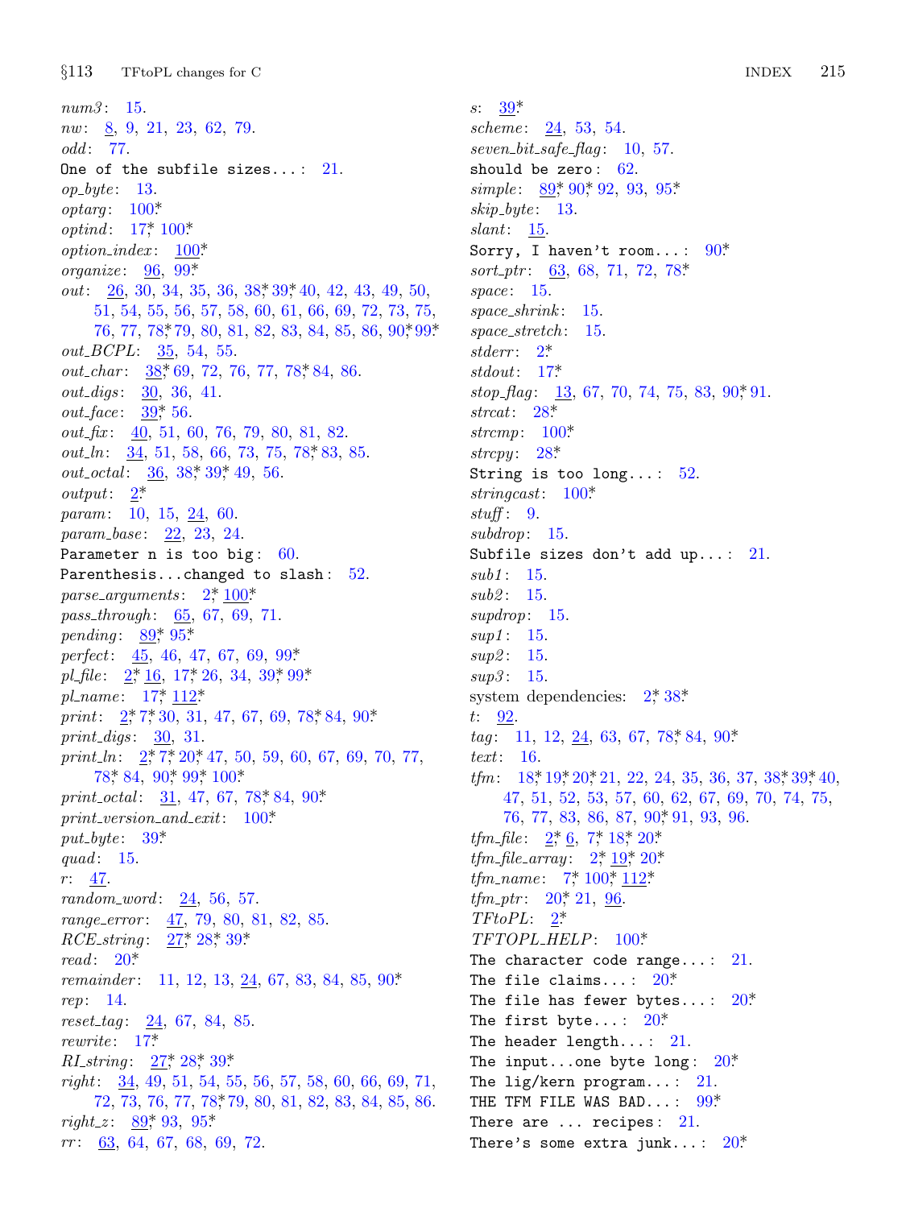*num3*: 15.
*nw*: 8, 9, 21, 23, 62, 79.
*odd*: 77.
One of the subfile sizes...: 21.
*op_byte*: 13.
*optarg*: 100*
*optind*: 17*, 100*
*option_index*: 100*
*organize*: 96, 99*
*out*: 26, 30, 34, 35, 36, 38*, 39*, 40, 42, 43, 49, 50, 51, 54, 55, 56, 57, 58, 60, 61, 66, 69, 72, 73, 75, 76, 77, 78*, 79, 80, 81, 82, 83, 84, 85, 86, 90*, 99*
*out_BCPL*: 35, 54, 55.
*out_char*: 38*, 69, 72, 76, 77, 78*, 84, 86.
*out_digs*: 30, 36, 41.
*out_face*: 39*, 56.
*out_fix*: 40, 51, 60, 76, 79, 80, 81, 82.
*out_ln*: 34, 51, 58, 66, 73, 75, 78*, 83, 85.
*out_octal*: 36, 38*, 39*, 49, 56.
*output*: 2*
*param*: 10, 15, 24, 60.
*param_base*: 22, 23, 24.
Parameter n is too big: 60.
Parenthesis...changed to slash: 52.
*parse_arguments*: 2*, 100*
*pass_through*: 65, 67, 69, 71.
*pending*: 89*, 95*
*perfect*: 45, 46, 47, 67, 69, 99*
*pl_file*: 2*, 16, 17*, 26, 34, 39*, 99*
*pl_name*: 17*, 112*
*print*: 2*, 7*, 30, 31, 47, 67, 69, 78*, 84, 90*
*print_digs*: 30, 31.
*print_ln*: 2*, 7*, 20*, 47, 50, 59, 60, 67, 69, 70, 77, 78*, 84, 90*, 99*, 100*
*print_octal*: 31, 47, 67, 78*, 84, 90*
*print_version_and_exit*: 100*
*put_byte*: 39*
*quad*: 15.
*r*: 47.
*random_word*: 24, 56, 57.
*range_error*: 47, 79, 80, 81, 82, 85.
*RCE_string*: 27*, 28*, 39*
*read*: 20*
*remainder*: 11, 12, 13, 24, 67, 83, 84, 85, 90*
*rep*: 14.
*reset_tag*: 24, 67, 84, 85.
*rewrite*: 17*
*RI_string*: 27*, 28*, 39*
*right*: 34, 49, 51, 54, 55, 56, 57, 58, 60, 66, 69, 71, 72, 73, 76, 77, 78*, 79, 80, 81, 82, 83, 84, 85, 86.
*right_z*: 89*, 93, 95*
*rr*: 63, 64, 67, 68, 69, 72.
*s*: 39*
*scheme*: 24, 53, 54.
*seven_bit_safe_flag*: 10, 57.
should be zero: 62.
*simple*: 89*, 90*, 92, 93, 95*
*skip_byte*: 13.
*slant*: 15.
Sorry, I haven't room...: 90*
*sort_ptr*: 63, 68, 71, 72, 78*
*space*: 15.
*space_shrink*: 15.
*space_stretch*: 15.
*stderr*: 2*
*stdout*: 17*
*stop_flag*: 13, 67, 70, 74, 75, 83, 90*, 91.
*strcat*: 28*
*strcmp*: 100*
*strcpy*: 28*
String is too long...: 52.
*stringcast*: 100*
*stuff*: 9.
*subdrop*: 15.
Subfile sizes don't add up...: 21.
*sub1*: 15.
*sub2*: 15.
*supdrop*: 15.
*sup1*: 15.
*sup2*: 15.
*sup3*: 15.
system dependencies: 2*, 38*
*t*: 92.
*tag*: 11, 12, 24, 63, 67, 78*, 84, 90*
*text*: 16.
*tfm*: 18*, 19*, 20*, 21, 22, 24, 35, 36, 37, 38*, 39*, 40, 47, 51, 52, 53, 57, 60, 62, 67, 69, 70, 74, 75, 76, 77, 83, 86, 87, 90*, 91, 93, 96.
*tfm_file*: 2*, 6, 7*, 18*, 20*
*tfm_file_array*: 2*, 19*, 20*
*tfm_name*: 7*, 100*, 112*
*tfm_ptr*: 20*, 21, 96.
*TFtoPL*: 2*
*TFTOPL_HELP*: 100*
The character code range...: 21.
The file claims...: 20*
The file has fewer bytes...: 20*
The first byte...: 20*
The header length...: 21.
The input...one byte long: 20*
The lig/kern program...: 21.
THE TFM FILE WAS BAD...: 99*
There are ... recipes: 21.
There's some extra junk...: 20*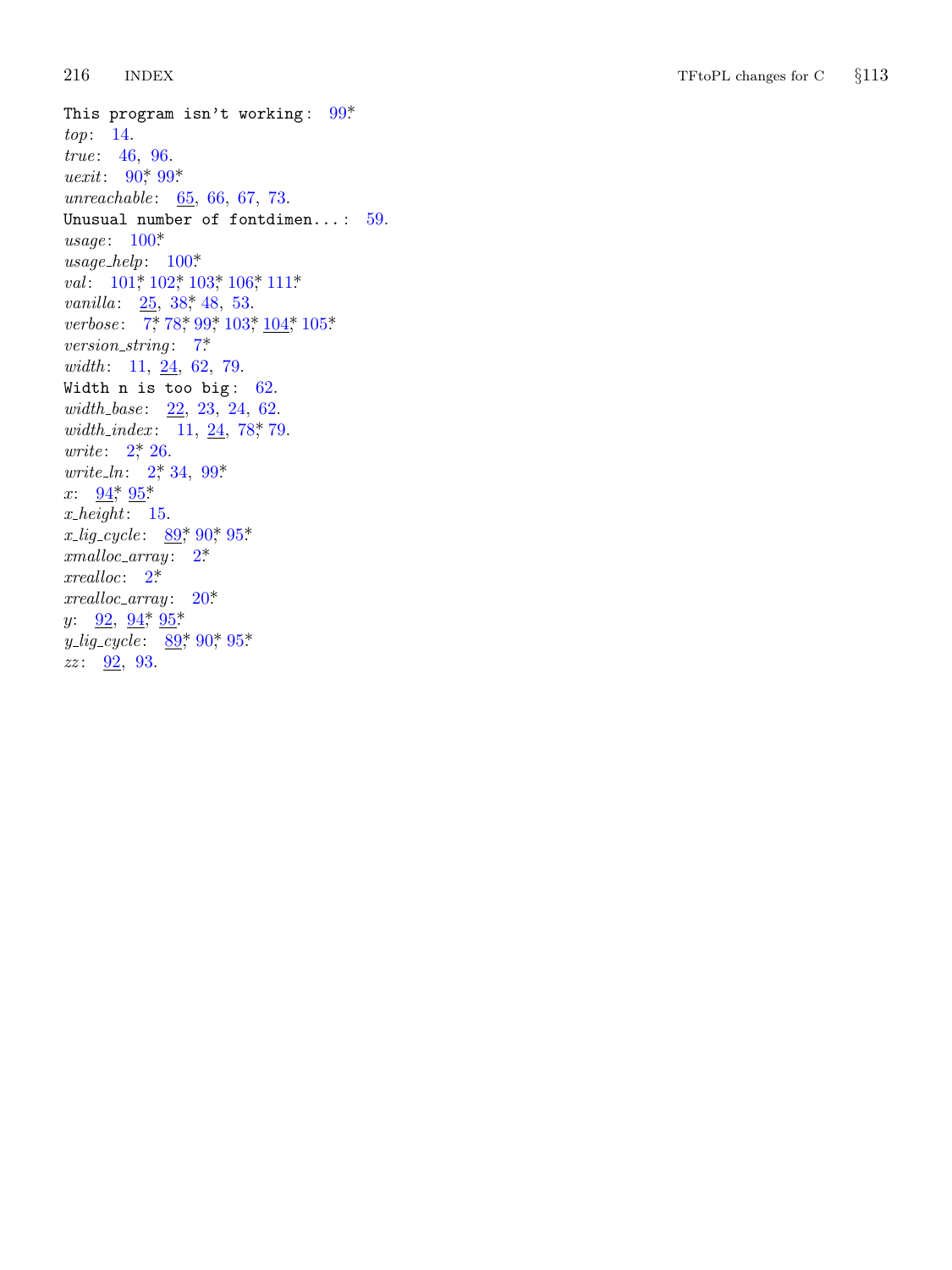This program isn't working: 99*
*top*: 14.
*true*: 46, 96.
*uexit*: 90*, 99*
*unreachable*: 65, 66, 67, 73.
Unusual number of fontdimen...: 59.
*usage*: 100*
*usage_help*: 100*
*val*: 101*, 102*, 103*, 106*, 111*
*vanilla*: 25, 38*, 48, 53.
*verbose*: 7*, 78*, 99*, 103*, 104*, 105*
*version_string*: 7*
*width*: 11, 24, 62, 79.
Width n is too big: 62.
*width_base*: 22, 23, 24, 62.
*width_index*: 11, 24, 78*, 79.
*write*: 2*, 26.
*write_ln*: 2*, 34, 99*
*x*: 94*, 95*
*x_height*: 15.
*x_lig_cycle*: 89*, 90*, 95*
*xmalloc_array*: 2*
*xrealloc*: 2*
*xrealloc_array*: 20*
*y*: 92, 94*, 95*
*y_lig_cycle*: 89*, 90*, 95*
*zz*: 92, 93.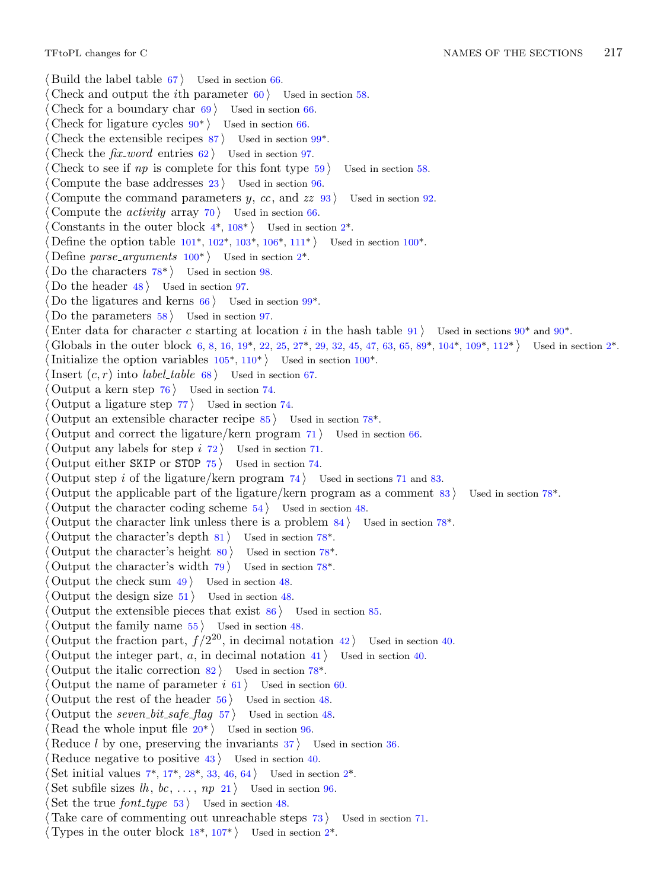⟨ Build the label table 67 ⟩ Used in section 66.
⟨ Check and output the $i$th parameter 60 ⟩ Used in section 58.
⟨ Check for a boundary char 69 ⟩ Used in section 66.
⟨ Check for ligature cycles 90* ⟩ Used in section 66.
⟨ Check the extensible recipes 87 ⟩ Used in section 99*.
⟨ Check the *fix_word* entries 62 ⟩ Used in section 97.
⟨ Check to see if *np* is complete for this font type 59 ⟩ Used in section 58.
⟨ Compute the base addresses 23 ⟩ Used in section 96.
⟨ Compute the command parameters $y$, $cc$, and $zz$ 93 ⟩ Used in section 92.
⟨ Compute the *activity* array 70 ⟩ Used in section 66.
⟨ Constants in the outer block 4*, 108* ⟩ Used in section 2*.
⟨ Define the option table 101*, 102*, 103*, 106*, 111* ⟩ Used in section 100*.
⟨ Define *parse_arguments* 100* ⟩ Used in section 2*.
⟨ Do the characters 78* ⟩ Used in section 98.
⟨ Do the header 48 ⟩ Used in section 97.
⟨ Do the ligatures and kerns 66 ⟩ Used in section 99*.
⟨ Do the parameters 58 ⟩ Used in section 97.
⟨ Enter data for character $c$ starting at location $i$ in the hash table 91 ⟩ Used in sections 90* and 90*.
⟨ Globals in the outer block 6, 8, 16, 19*, 22, 25, 27*, 29, 32, 45, 47, 63, 65, 89*, 104*, 109*, 112* ⟩ Used in section 2*.
⟨ Initialize the option variables 105*, 110* ⟩ Used in section 100*.
⟨ Insert $(c, r)$ into *label_table* 68 ⟩ Used in section 67.
⟨ Output a kern step 76 ⟩ Used in section 74.
⟨ Output a ligature step 77 ⟩ Used in section 74.
⟨ Output an extensible character recipe 85 ⟩ Used in section 78*.
⟨ Output and correct the ligature/kern program 71 ⟩ Used in section 66.
⟨ Output any labels for step $i$ 72 ⟩ Used in section 71.
⟨ Output either SKIP or STOP 75 ⟩ Used in section 74.
⟨ Output step $i$ of the ligature/kern program 74 ⟩ Used in sections 71 and 83.
⟨ Output the applicable part of the ligature/kern program as a comment 83 ⟩ Used in section 78*.
⟨ Output the character coding scheme 54 ⟩ Used in section 48.
⟨ Output the character link unless there is a problem 84 ⟩ Used in section 78*.
⟨ Output the character's depth 81 ⟩ Used in section 78*.
⟨ Output the character's height 80 ⟩ Used in section 78*.
⟨ Output the character's width 79 ⟩ Used in section 78*.
⟨ Output the check sum 49 ⟩ Used in section 48.
⟨ Output the design size 51 ⟩ Used in section 48.
⟨ Output the extensible pieces that exist 86 ⟩ Used in section 85.
⟨ Output the family name 55 ⟩ Used in section 48.
⟨ Output the fraction part, $f/2^{20}$, in decimal notation 42 ⟩ Used in section 40.
⟨ Output the integer part, $a$, in decimal notation 41 ⟩ Used in section 40.
⟨ Output the italic correction 82 ⟩ Used in section 78*.
⟨ Output the name of parameter $i$ 61 ⟩ Used in section 60.
⟨ Output the rest of the header 56 ⟩ Used in section 48.
⟨ Output the *seven_bit_safe_flag* 57 ⟩ Used in section 48.
⟨ Read the whole input file 20* ⟩ Used in section 96.
⟨ Reduce $l$ by one, preserving the invariants 37 ⟩ Used in section 36.
⟨ Reduce negative to positive 43 ⟩ Used in section 40.
⟨ Set initial values 7*, 17*, 28*, 33, 46, 64 ⟩ Used in section 2*.
⟨ Set subfile sizes $lh$, $bc$, …, $np$ 21 ⟩ Used in section 96.
⟨ Set the true *font_type* 53 ⟩ Used in section 48.
⟨ Take care of commenting out unreachable steps 73 ⟩ Used in section 71.
⟨ Types in the outer block 18*, 107* ⟩ Used in section 2*.